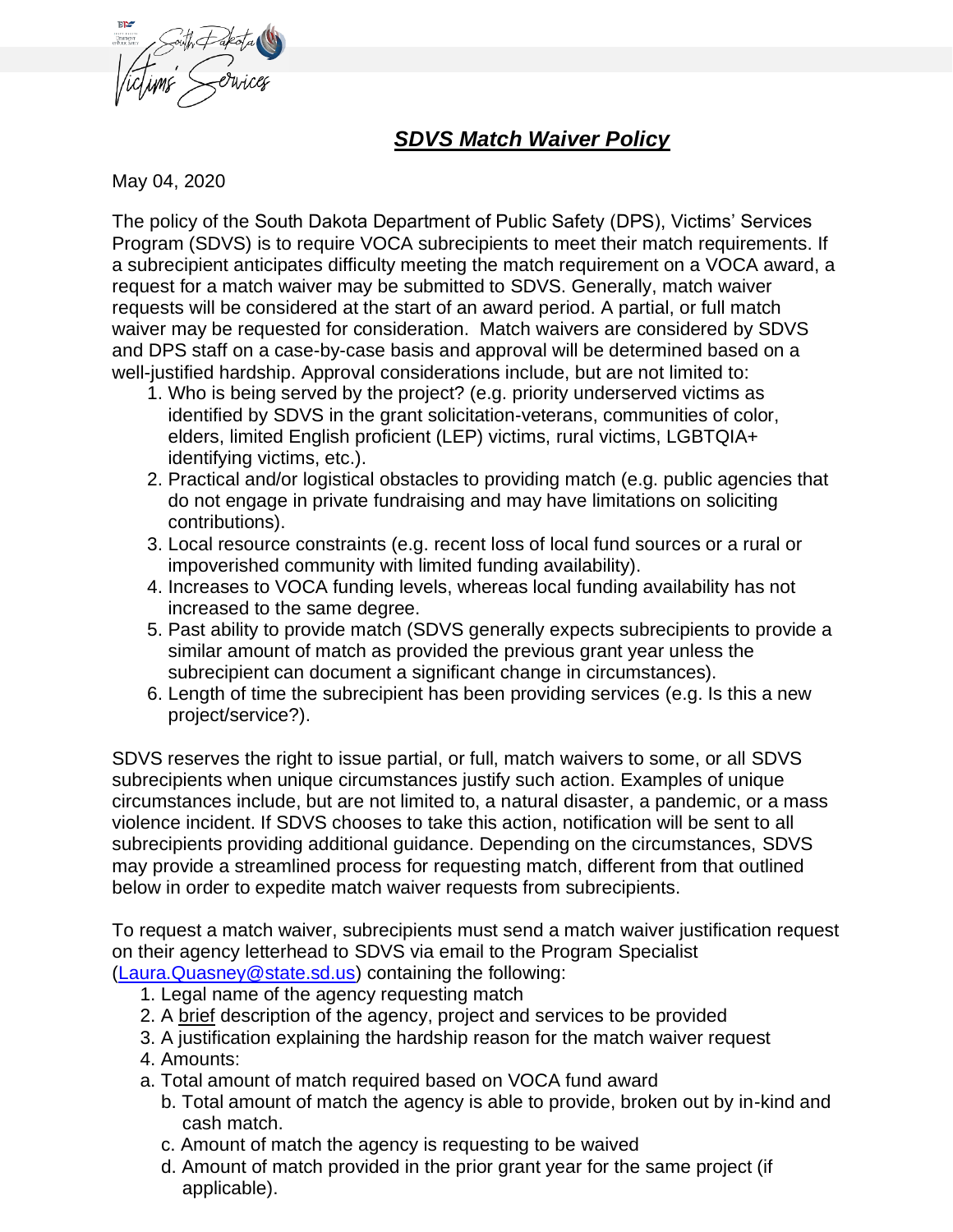# ***SDVS Match Waiver Policy***

May 04, 2020

The policy of the South Dakota Department of Public Safety (DPS), Victims' Services Program (SDVS) is to require VOCA subrecipients to meet their match requirements. If a subrecipient anticipates difficulty meeting the match requirement on a VOCA award, a request for a match waiver may be submitted to SDVS. Generally, match waiver requests will be considered at the start of an award period. A partial, or full match waiver may be requested for consideration. Match waivers are considered by SDVS and DPS staff on a case-by-case basis and approval will be determined based on a well-justified hardship. Approval considerations include, but are not limited to:

1. Who is being served by the project? (e.g. priority underserved victims as identified by SDVS in the grant solicitation-veterans, communities of color, elders, limited English proficient (LEP) victims, rural victims, LGBTQIA+ identifying victims, etc.).
2. Practical and/or logistical obstacles to providing match (e.g. public agencies that do not engage in private fundraising and may have limitations on soliciting contributions).
3. Local resource constraints (e.g. recent loss of local fund sources or a rural or impoverished community with limited funding availability).
4. Increases to VOCA funding levels, whereas local funding availability has not increased to the same degree.
5. Past ability to provide match (SDVS generally expects subrecipients to provide a similar amount of match as provided the previous grant year unless the subrecipient can document a significant change in circumstances).
6. Length of time the subrecipient has been providing services (e.g. Is this a new project/service?).

SDVS reserves the right to issue partial, or full, match waivers to some, or all SDVS subrecipients when unique circumstances justify such action. Examples of unique circumstances include, but are not limited to, a natural disaster, a pandemic, or a mass violence incident. If SDVS chooses to take this action, notification will be sent to all subrecipients providing additional guidance. Depending on the circumstances, SDVS may provide a streamlined process for requesting match, different from that outlined below in order to expedite match waiver requests from subrecipients.

To request a match waiver, subrecipients must send a match waiver justification request on their agency letterhead to SDVS via email to the Program Specialist (Laura.Quasney@state.sd.us) containing the following:

1. Legal name of the agency requesting match
2. A brief description of the agency, project and services to be provided
3. A justification explaining the hardship reason for the match waiver request
4. Amounts:
   a. Total amount of match required based on VOCA fund award
   b. Total amount of match the agency is able to provide, broken out by in-kind and cash match.
   c. Amount of match the agency is requesting to be waived
   d. Amount of match provided in the prior grant year for the same project (if applicable).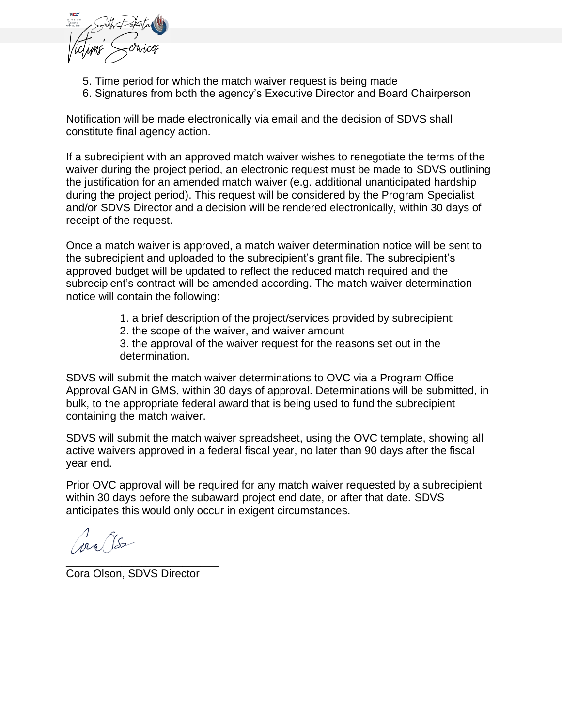5. Time period for which the match waiver request is being made
6. Signatures from both the agency's Executive Director and Board Chairperson

Notification will be made electronically via email and the decision of SDVS shall constitute final agency action.

If a subrecipient with an approved match waiver wishes to renegotiate the terms of the waiver during the project period, an electronic request must be made to SDVS outlining the justification for an amended match waiver (e.g. additional unanticipated hardship during the project period). This request will be considered by the Program Specialist and/or SDVS Director and a decision will be rendered electronically, within 30 days of receipt of the request.

Once a match waiver is approved, a match waiver determination notice will be sent to the subrecipient and uploaded to the subrecipient's grant file. The subrecipient's approved budget will be updated to reflect the reduced match required and the subrecipient's contract will be amended according. The match waiver determination notice will contain the following:

1. a brief description of the project/services provided by subrecipient;
2. the scope of the waiver, and waiver amount
3. the approval of the waiver request for the reasons set out in the determination.

SDVS will submit the match waiver determinations to OVC via a Program Office Approval GAN in GMS, within 30 days of approval. Determinations will be submitted, in bulk, to the appropriate federal award that is being used to fund the subrecipient containing the match waiver.

SDVS will submit the match waiver spreadsheet, using the OVC template, showing all active waivers approved in a federal fiscal year, no later than 90 days after the fiscal year end.

Prior OVC approval will be required for any match waiver requested by a subrecipient within 30 days before the subaward project end date, or after that date. SDVS anticipates this would only occur in exigent circumstances.

Cora Olson, SDVS Director